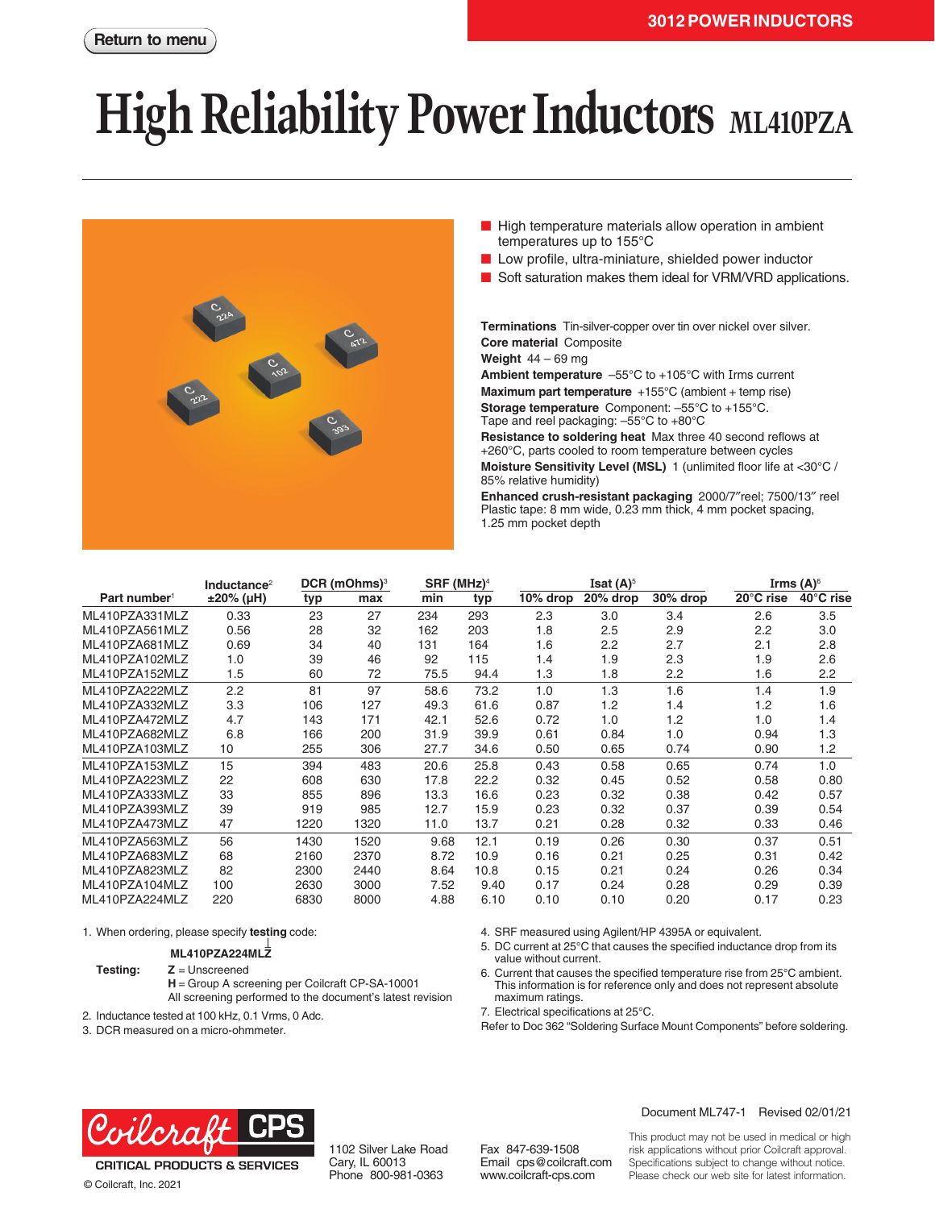3012 POWER INDUCTORS

Return to menu

# High Reliability Power Inductors ML410PZA

- High temperature materials allow operation in ambient temperatures up to 155°C
- Low profile, ultra-miniature, shielded power inductor
- Soft saturation makes them ideal for VRM/VRD applications.

**Terminations** Tin-silver-copper over tin over nickel over silver.
**Core material** Composite
**Weight** 44 – 69 mg
**Ambient temperature** –55°C to +105°C with Irms current
**Maximum part temperature** +155°C (ambient + temp rise)
**Storage temperature** Component: –55°C to +155°C. Tape and reel packaging: –55°C to +80°C
**Resistance to soldering heat** Max three 40 second reflows at +260°C, parts cooled to room temperature between cycles
**Moisture Sensitivity Level (MSL)** 1 (unlimited floor life at <30°C / 85% relative humidity)
**Enhanced crush-resistant packaging** 2000/7″reel; 7500/13″ reel Plastic tape: 8 mm wide, 0.23 mm thick, 4 mm pocket spacing, 1.25 mm pocket depth

| Part number[1] | Inductance[2] ±20% (µH) | DCR (mOhms)[3] | | SRF (MHz)[4] | | Isat (A)[5] | | | Irms (A)[6] | |
|---|---|---|---|---|---|---|---|---|---|---|
| | | typ | max | min | typ | 10% drop | 20% drop | 30% drop | 20°C rise | 40°C rise |
| ML410PZA331MLZ | 0.33 | 23 | 27 | 234 | 293 | 2.3 | 3.0 | 3.4 | 2.6 | 3.5 |
| ML410PZA561MLZ | 0.56 | 28 | 32 | 162 | 203 | 1.8 | 2.5 | 2.9 | 2.2 | 3.0 |
| ML410PZA681MLZ | 0.69 | 34 | 40 | 131 | 164 | 1.6 | 2.2 | 2.7 | 2.1 | 2.8 |
| ML410PZA102MLZ | 1.0 | 39 | 46 | 92 | 115 | 1.4 | 1.9 | 2.3 | 1.9 | 2.6 |
| ML410PZA152MLZ | 1.5 | 60 | 72 | 75.5 | 94.4 | 1.3 | 1.8 | 2.2 | 1.6 | 2.2 |
| ML410PZA222MLZ | 2.2 | 81 | 97 | 58.6 | 73.2 | 1.0 | 1.3 | 1.6 | 1.4 | 1.9 |
| ML410PZA332MLZ | 3.3 | 106 | 127 | 49.3 | 61.6 | 0.87 | 1.2 | 1.4 | 1.2 | 1.6 |
| ML410PZA472MLZ | 4.7 | 143 | 171 | 42.1 | 52.6 | 0.72 | 1.0 | 1.2 | 1.0 | 1.4 |
| ML410PZA682MLZ | 6.8 | 166 | 200 | 31.9 | 39.9 | 0.61 | 0.84 | 1.0 | 0.94 | 1.3 |
| ML410PZA103MLZ | 10 | 255 | 306 | 27.7 | 34.6 | 0.50 | 0.65 | 0.74 | 0.90 | 1.2 |
| ML410PZA153MLZ | 15 | 394 | 483 | 20.6 | 25.8 | 0.43 | 0.58 | 0.65 | 0.74 | 1.0 |
| ML410PZA223MLZ | 22 | 608 | 630 | 17.8 | 22.2 | 0.32 | 0.45 | 0.52 | 0.58 | 0.80 |
| ML410PZA333MLZ | 33 | 855 | 896 | 13.3 | 16.6 | 0.23 | 0.32 | 0.38 | 0.42 | 0.57 |
| ML410PZA393MLZ | 39 | 919 | 985 | 12.7 | 15.9 | 0.23 | 0.32 | 0.37 | 0.39 | 0.54 |
| ML410PZA473MLZ | 47 | 1220 | 1320 | 11.0 | 13.7 | 0.21 | 0.28 | 0.32 | 0.33 | 0.46 |
| ML410PZA563MLZ | 56 | 1430 | 1520 | 9.68 | 12.1 | 0.19 | 0.26 | 0.30 | 0.37 | 0.51 |
| ML410PZA683MLZ | 68 | 2160 | 2370 | 8.72 | 10.9 | 0.16 | 0.21 | 0.25 | 0.31 | 0.42 |
| ML410PZA823MLZ | 82 | 2300 | 2440 | 8.64 | 10.8 | 0.15 | 0.21 | 0.24 | 0.26 | 0.34 |
| ML410PZA104MLZ | 100 | 2630 | 3000 | 7.52 | 9.40 | 0.17 | 0.24 | 0.28 | 0.29 | 0.39 |
| ML410PZA224MLZ | 220 | 6830 | 8000 | 4.88 | 6.10 | 0.10 | 0.10 | 0.20 | 0.17 | 0.23 |

1. When ordering, please specify **testing** code:

   **ML410PZA224MLZ**

   **Testing:** **Z** = Unscreened
   **H** = Group A screening per Coilcraft CP-SA-10001
   All screening performed to the document's latest revision
2. Inductance tested at 100 kHz, 0.1 Vrms, 0 Adc.
3. DCR measured on a micro-ohmmeter.
4. SRF measured using Agilent/HP 4395A or equivalent.
5. DC current at 25°C that causes the specified inductance drop from its value without current.
6. Current that causes the specified temperature rise from 25°C ambient. This information is for reference only and does not represent absolute maximum ratings.
7. Electrical specifications at 25°C.

Refer to Doc 362 "Soldering Surface Mount Components" before soldering.

Document ML747-1 Revised 02/01/21

Coilcraft CPS
CRITICAL PRODUCTS & SERVICES
© Coilcraft, Inc. 2021

1102 Silver Lake Road
Cary, IL 60013
Phone 800-981-0363

Fax 847-639-1508
Email cps@coilcraft.com
www.coilcraft-cps.com

This product may not be used in medical or high risk applications without prior Coilcraft approval. Specifications subject to change without notice. Please check our web site for latest information.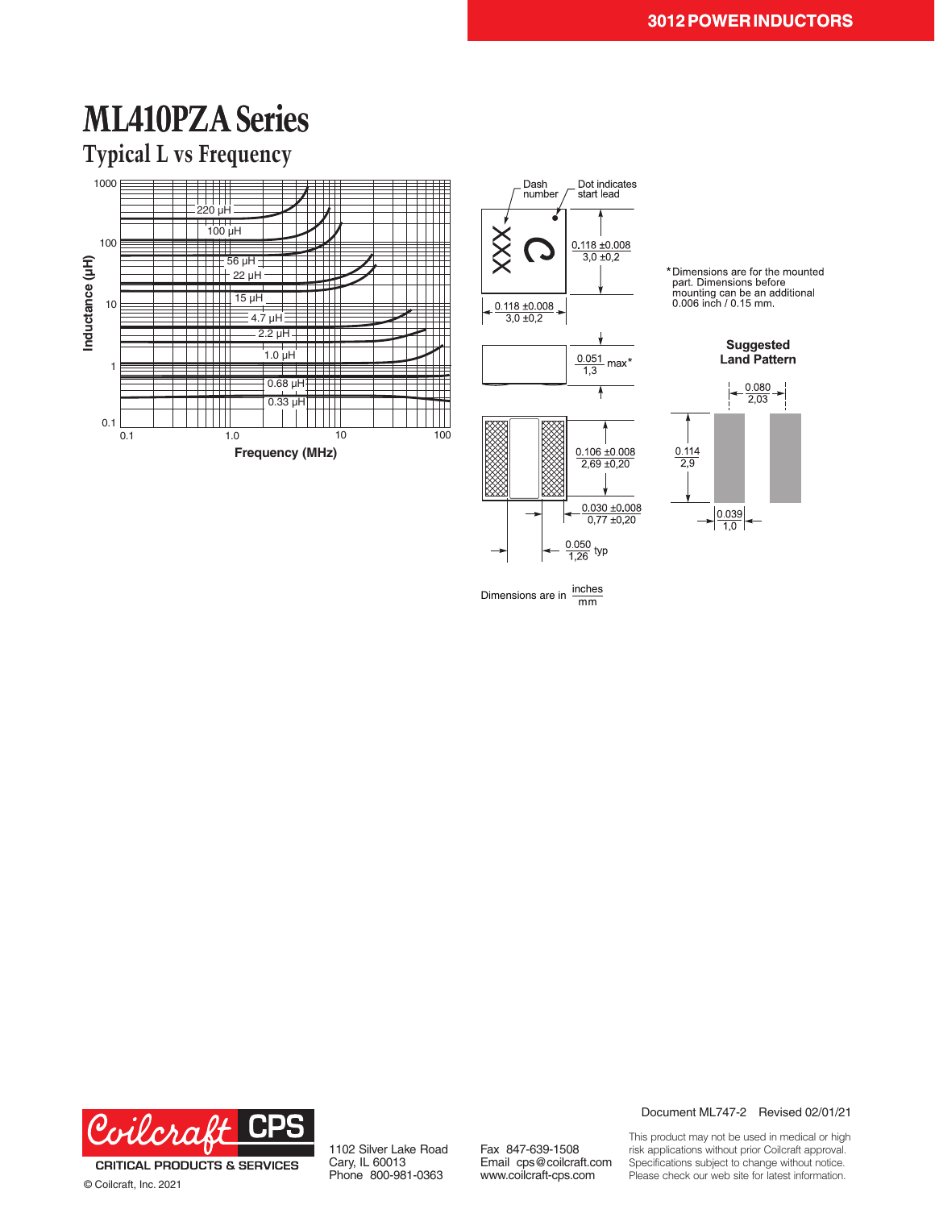# ML410PZA Series

## Typical L vs Frequency

Inductance (µH) vs Frequency (MHz): 220 µH, 100 µH, 56 µH, 22 µH, 15 µH, 4.7 µH, 2.2 µH, 1.0 µH, 0.68 µH, 0.33 µH

Dash number

Dot indicates start lead

0.118 ±0.008 / 3,0 ±0,2

0.118 ±0.008 / 3,0 ±0,2

0.051 / 1,3 max*

0.106 ±0.008 / 2,69 ±0,20

0.030 ±0.008 / 0,77 ±0,20

0.050 / 1,26 typ

*Dimensions are for the mounted part. Dimensions before mounting can be an additional 0.006 inch / 0.15 mm.

**Suggested Land Pattern**

0.080 / 2,03

0.114 / 2,9

0.039 / 1,0

Dimensions are in inches / mm

Document ML747-2 Revised 02/01/21

CRITICAL PRODUCTS & SERVICES

© Coilcraft, Inc. 2021

1102 Silver Lake Road
Cary, IL 60013
Phone 800-981-0363

Fax 847-639-1508
Email cps@coilcraft.com
www.coilcraft-cps.com

This product may not be used in medical or high risk applications without prior Coilcraft approval. Specifications subject to change without notice. Please check our web site for latest information.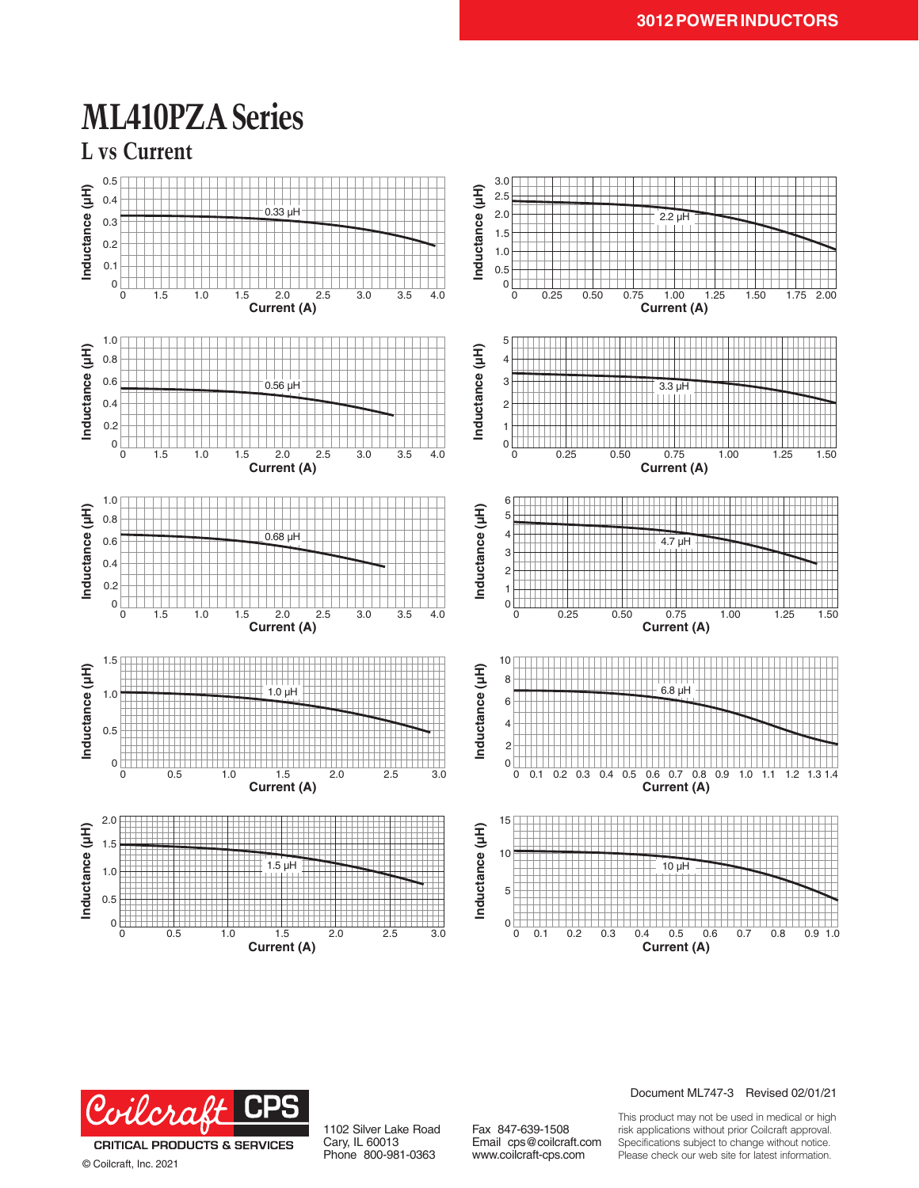# ML410PZA Series

## L vs Current

0.33 µH — Inductance (µH) vs Current (A)

2.2 µH — Inductance (µH) vs Current (A)

0.56 µH — Inductance (µH) vs Current (A)

3.3 µH — Inductance (µH) vs Current (A)

0.68 µH — Inductance (µH) vs Current (A)

4.7 µH — Inductance (µH) vs Current (A)

1.0 µH — Inductance (µH) vs Current (A)

6.8 µH — Inductance (µH) vs Current (A)

1.5 µH — Inductance (µH) vs Current (A)

10 µH — Inductance (µH) vs Current (A)

Document ML747-3 Revised 02/01/21

Coilcraft CPS
CRITICAL PRODUCTS & SERVICES

© Coilcraft, Inc. 2021

1102 Silver Lake Road
Cary, IL 60013
Phone 800-981-0363

Fax 847-639-1508
Email cps@coilcraft.com
www.coilcraft-cps.com

This product may not be used in medical or high risk applications without prior Coilcraft approval. Specifications subject to change without notice. Please check our web site for latest information.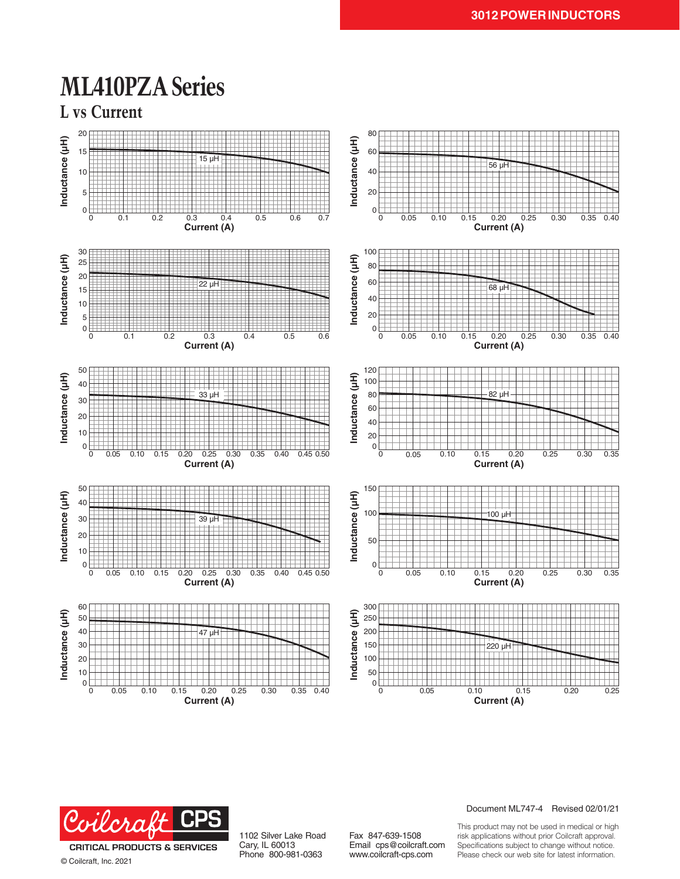# ML410PZA Series

## L vs Current

Inductance (µH)
20
15
10
5
0
0 0.1 0.2 0.3 0.4 0.5 0.6 0.7
Current (A)
15 µH

Inductance (µH)
80
60
40
20
0
0 0.05 0.10 0.15 0.20 0.25 0.30 0.35 0.40
Current (A)
56 µH

Inductance (µH)
30
25
20
15
10
5
0
0 0.1 0.2 0.3 0.4 0.5 0.6
Current (A)
22 µH

Inductance (µH)
100
80
60
40
20
0
0 0.05 0.10 0.15 0.20 0.25 0.30 0.35 0.40
Current (A)
68 µH

Inductance (µH)
50
40
30
20
10
0
0 0.05 0.10 0.15 0.20 0.25 0.30 0.35 0.40 0.45 0.50
Current (A)
33 µH

Inductance (µH)
120
100
80
60
40
20
0
0 0.05 0.10 0.15 0.20 0.25 0.30 0.35
Current (A)
82 µH

Inductance (µH)
50
40
30
20
10
0
0 0.05 0.10 0.15 0.20 0.25 0.30 0.35 0.40 0.45 0.50
Current (A)
39 µH

Inductance (µH)
150
100
50
0
0 0.05 0.10 0.15 0.20 0.25 0.30 0.35
Current (A)
100 µH

Inductance (µH)
60
50
40
30
20
10
0
0 0.05 0.10 0.15 0.20 0.25 0.30 0.35 0.40
Current (A)
47 µH

Inductance (µH)
300
250
200
150
100
50
0
0 0.05 0.10 0.15 0.20 0.25
Current (A)
220 µH

Document ML747-4 Revised 02/01/21

CRITICAL PRODUCTS & SERVICES

© Coilcraft, Inc. 2021

1102 Silver Lake Road
Cary, IL 60013
Phone 800-981-0363

Fax 847-639-1508
Email cps@coilcraft.com
www.coilcraft-cps.com

This product may not be used in medical or high risk applications without prior Coilcraft approval. Specifications subject to change without notice. Please check our web site for latest information.